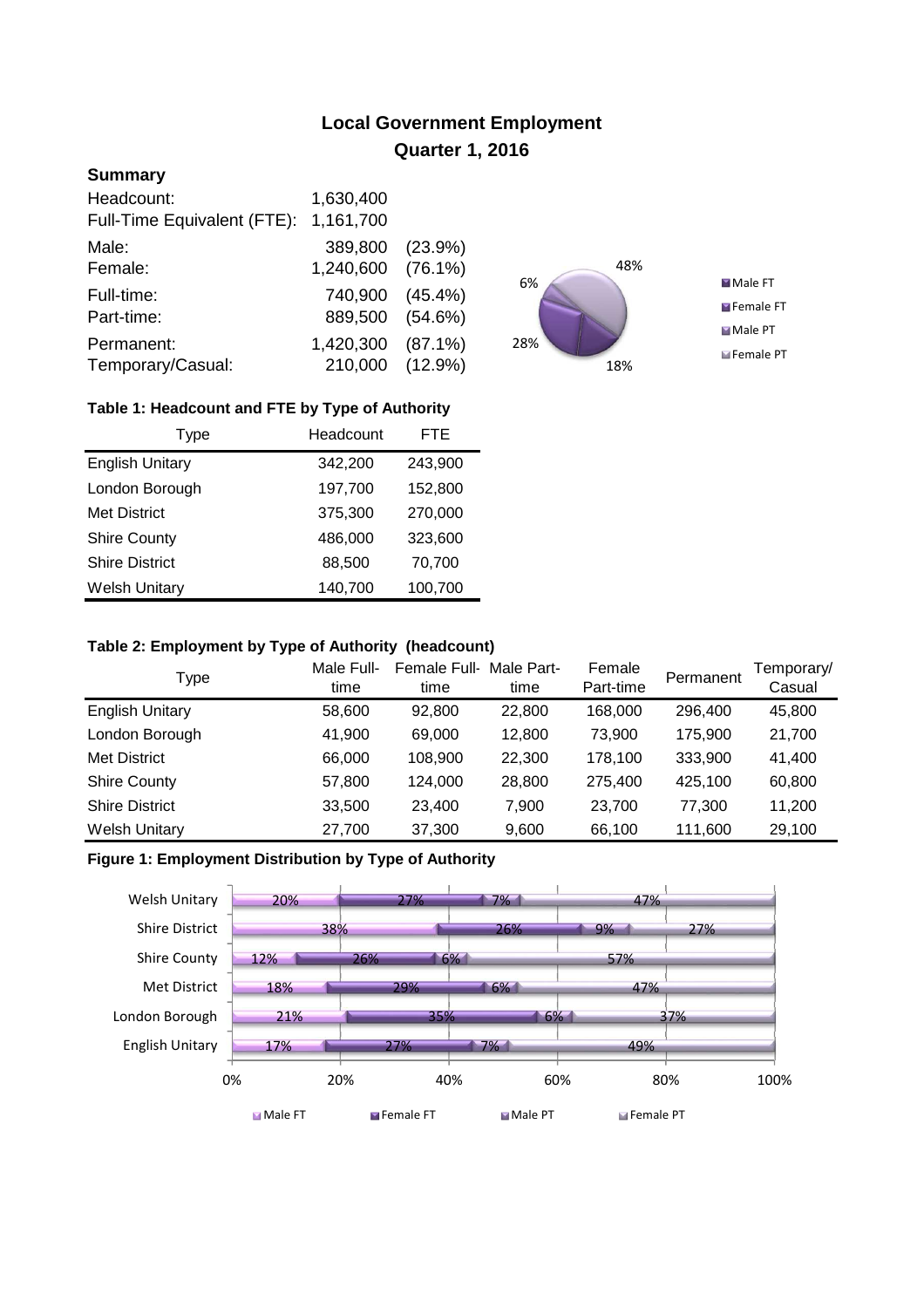# Local Government Employment

## Quarter 1, 2016

### Summary

| | | |
|---|---|---|
| Headcount: | 1,630,400 | |
| Full-Time Equivalent (FTE): | 1,161,700 | |
| Male: | 389,800 | (23.9%) |
| Female: | 1,240,600 | (76.1%) |
| Full-time: | 740,900 | (45.4%) |
| Part-time: | 889,500 | (54.6%) |
| Permanent: | 1,420,300 | (87.1%) |
| Temporary/Casual: | 210,000 | (12.9%) |

**Table 1: Headcount and FTE by Type of Authority**

| Type | Headcount | FTE |
|---|---|---|
| English Unitary | 342,200 | 243,900 |
| London Borough | 197,700 | 152,800 |
| Met District | 375,300 | 270,000 |
| Shire County | 486,000 | 323,600 |
| Shire District | 88,500 | 70,700 |
| Welsh Unitary | 140,700 | 100,700 |

**Table 2: Employment by Type of Authority (headcount)**

| Type | Male Full-time | Female Full-time | Male Part-time | Female Part-time | Permanent | Temporary/ Casual |
|---|---|---|---|---|---|---|
| English Unitary | 58,600 | 92,800 | 22,800 | 168,000 | 296,400 | 45,800 |
| London Borough | 41,900 | 69,000 | 12,800 | 73,900 | 175,900 | 21,700 |
| Met District | 66,000 | 108,900 | 22,300 | 178,100 | 333,900 | 41,400 |
| Shire County | 57,800 | 124,000 | 28,800 | 275,400 | 425,100 | 60,800 |
| Shire District | 33,500 | 23,400 | 7,900 | 23,700 | 77,300 | 11,200 |
| Welsh Unitary | 27,700 | 37,300 | 9,600 | 66,100 | 111,600 | 29,100 |

**Figure 1: Employment Distribution by Type of Authority**

| Type | Male FT | Female FT | Male PT | Female PT |
|---|---|---|---|---|
| Welsh Unitary | 20% | 27% | 7% | 47% |
| Shire District | 38% | 26% | 9% | 27% |
| Shire County | 12% | 26% | 6% | 57% |
| Met District | 18% | 29% | 6% | 47% |
| London Borough | 21% | 35% | 6% | 37% |
| English Unitary | 17% | 27% | 7% | 49% |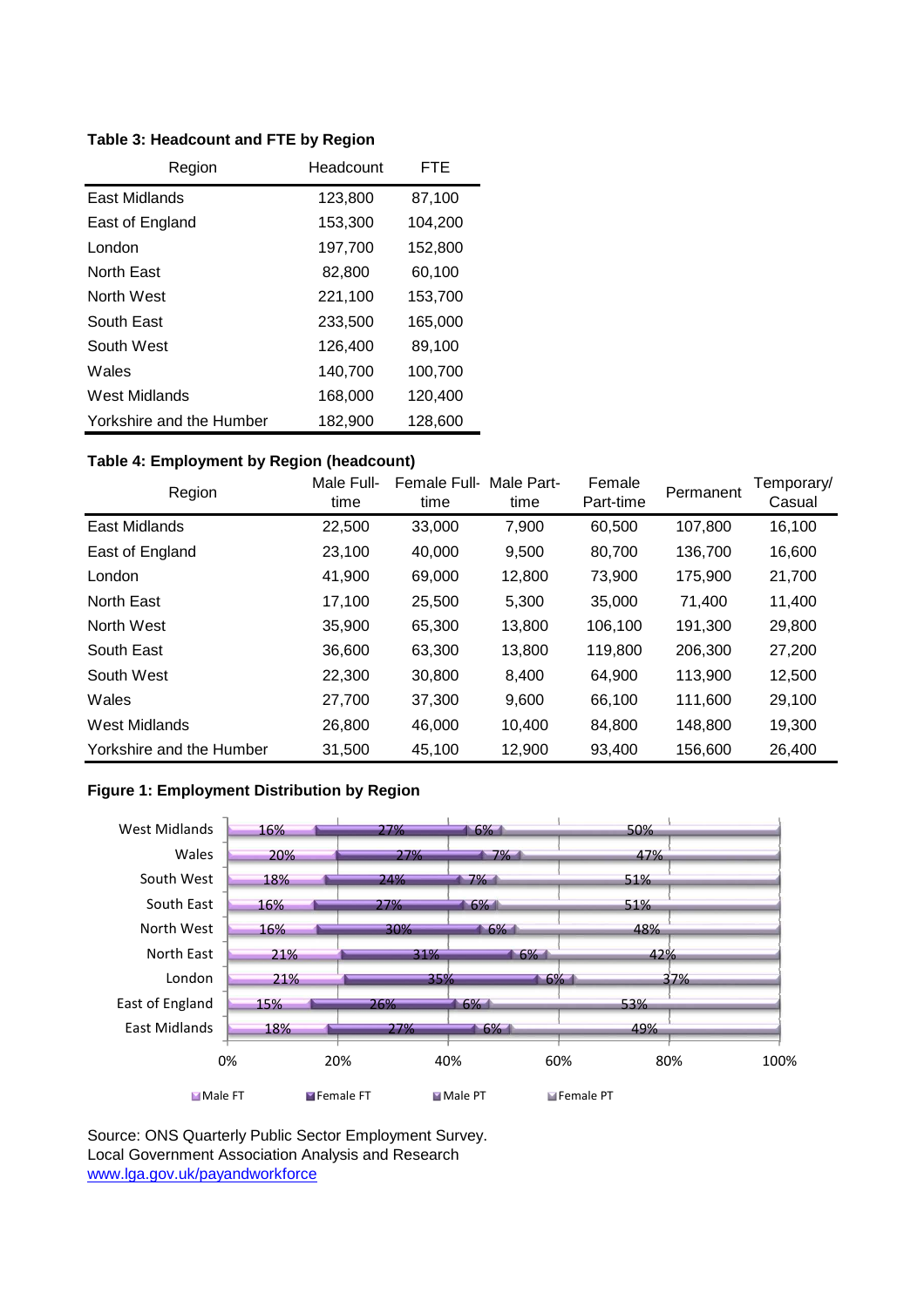**Table 3: Headcount and FTE by Region**

| Region | Headcount | FTE |
|---|---|---|
| East Midlands | 123,800 | 87,100 |
| East of England | 153,300 | 104,200 |
| London | 197,700 | 152,800 |
| North East | 82,800 | 60,100 |
| North West | 221,100 | 153,700 |
| South East | 233,500 | 165,000 |
| South West | 126,400 | 89,100 |
| Wales | 140,700 | 100,700 |
| West Midlands | 168,000 | 120,400 |
| Yorkshire and the Humber | 182,900 | 128,600 |

**Table 4: Employment by Region (headcount)**

| Region | Male Full-time | Female Full-time | Male Part-time | Female Part-time | Permanent | Temporary/ Casual |
|---|---|---|---|---|---|---|
| East Midlands | 22,500 | 33,000 | 7,900 | 60,500 | 107,800 | 16,100 |
| East of England | 23,100 | 40,000 | 9,500 | 80,700 | 136,700 | 16,600 |
| London | 41,900 | 69,000 | 12,800 | 73,900 | 175,900 | 21,700 |
| North East | 17,100 | 25,500 | 5,300 | 35,000 | 71,400 | 11,400 |
| North West | 35,900 | 65,300 | 13,800 | 106,100 | 191,300 | 29,800 |
| South East | 36,600 | 63,300 | 13,800 | 119,800 | 206,300 | 27,200 |
| South West | 22,300 | 30,800 | 8,400 | 64,900 | 113,900 | 12,500 |
| Wales | 27,700 | 37,300 | 9,600 | 66,100 | 111,600 | 29,100 |
| West Midlands | 26,800 | 46,000 | 10,400 | 84,800 | 148,800 | 19,300 |
| Yorkshire and the Humber | 31,500 | 45,100 | 12,900 | 93,400 | 156,600 | 26,400 |

**Figure 1: Employment Distribution by Region**

West Midlands 16% 27% 6% 50%
Wales 20% 27% 7% 47%
South West 18% 24% 7% 51%
South East 16% 27% 6% 51%
North West 16% 30% 6% 48%
North East 21% 31% 6% 42%
London 21% 35% 6% 37%
East of England 15% 26% 6% 53%
East Midlands 18% 27% 6% 49%

0% 20% 40% 60% 80% 100%

Male FT, Female FT, Male PT, Female PT

Source: ONS Quarterly Public Sector Employment Survey.
Local Government Association Analysis and Research
www.lga.gov.uk/payandworkforce